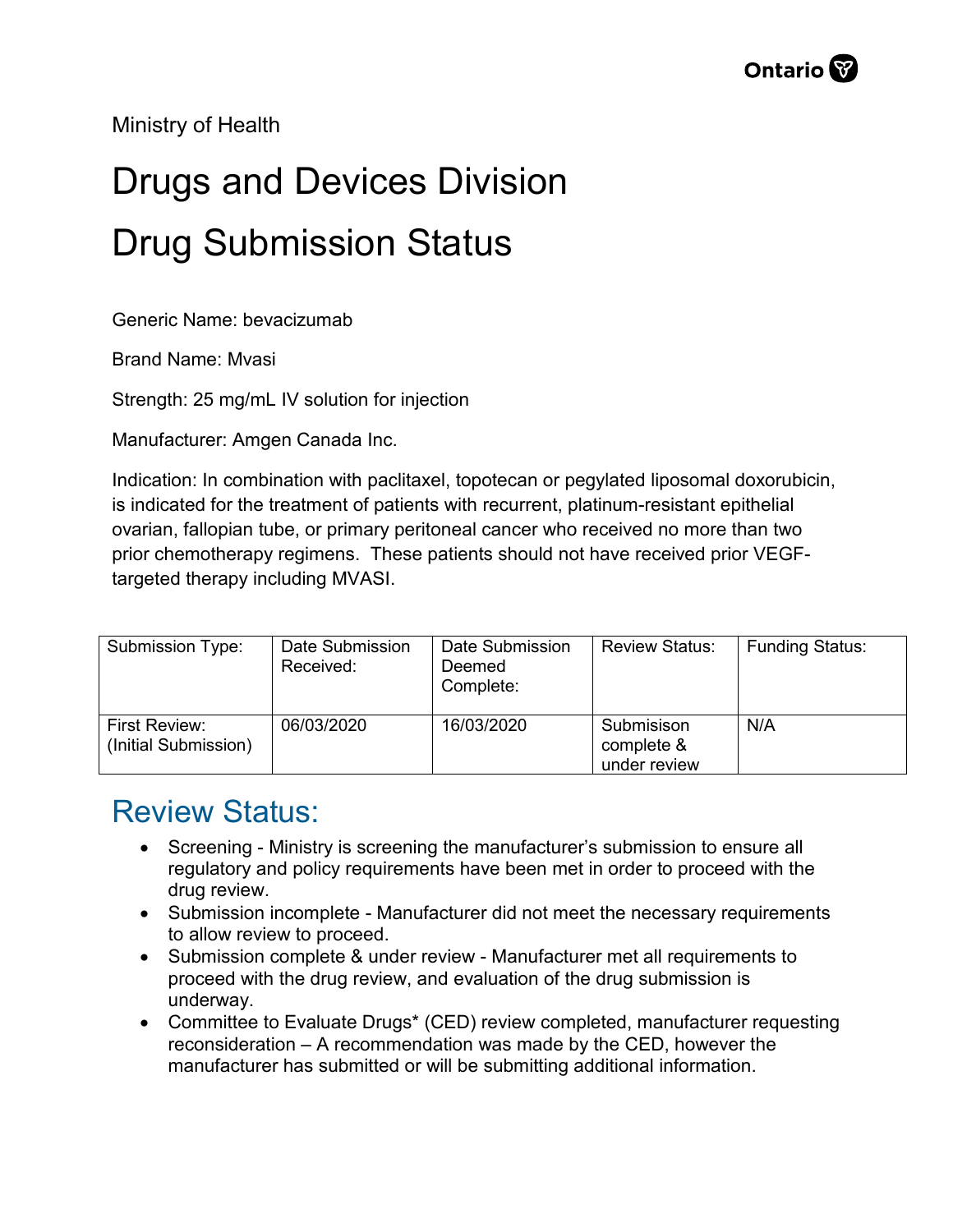Ministry of Health

# Drugs and Devices Division

# Drug Submission Status

Generic Name: bevacizumab

Brand Name: Mvasi

Strength: 25 mg/mL IV solution for injection

Manufacturer: Amgen Canada Inc.

Indication: In combination with paclitaxel, topotecan or pegylated liposomal doxorubicin, is indicated for the treatment of patients with recurrent, platinum-resistant epithelial ovarian, fallopian tube, or primary peritoneal cancer who received no more than two prior chemotherapy regimens. These patients should not have received prior VEGF-targeted therapy including MVASI.

| Submission Type: | Date Submission Received: | Date Submission Deemed Complete: | Review Status: | Funding Status: |
|---|---|---|---|---|
| First Review: (Initial Submission) | 06/03/2020 | 16/03/2020 | Submisison complete & under review | N/A |

## Review Status:

- Screening - Ministry is screening the manufacturer's submission to ensure all regulatory and policy requirements have been met in order to proceed with the drug review.
- Submission incomplete - Manufacturer did not meet the necessary requirements to allow review to proceed.
- Submission complete & under review - Manufacturer met all requirements to proceed with the drug review, and evaluation of the drug submission is underway.
- Committee to Evaluate Drugs* (CED) review completed, manufacturer requesting reconsideration – A recommendation was made by the CED, however the manufacturer has submitted or will be submitting additional information.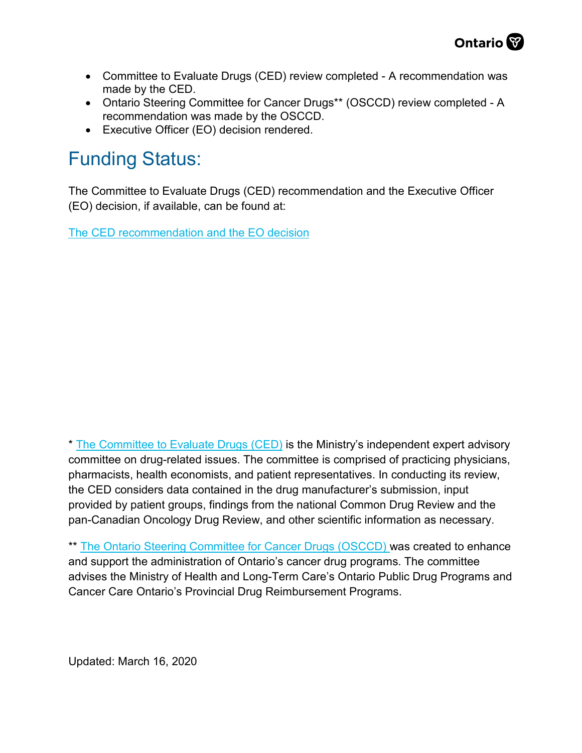- Committee to Evaluate Drugs (CED) review completed - A recommendation was made by the CED.
- Ontario Steering Committee for Cancer Drugs** (OSCCD) review completed - A recommendation was made by the OSCCD.
- Executive Officer (EO) decision rendered.

# Funding Status:

The Committee to Evaluate Drugs (CED) recommendation and the Executive Officer (EO) decision, if available, can be found at:

The CED recommendation and the EO decision

* The Committee to Evaluate Drugs (CED) is the Ministry's independent expert advisory committee on drug-related issues. The committee is comprised of practicing physicians, pharmacists, health economists, and patient representatives. In conducting its review, the CED considers data contained in the drug manufacturer's submission, input provided by patient groups, findings from the national Common Drug Review and the pan-Canadian Oncology Drug Review, and other scientific information as necessary.

** The Ontario Steering Committee for Cancer Drugs (OSCCD) was created to enhance and support the administration of Ontario's cancer drug programs. The committee advises the Ministry of Health and Long-Term Care's Ontario Public Drug Programs and Cancer Care Ontario's Provincial Drug Reimbursement Programs.

Updated: March 16, 2020